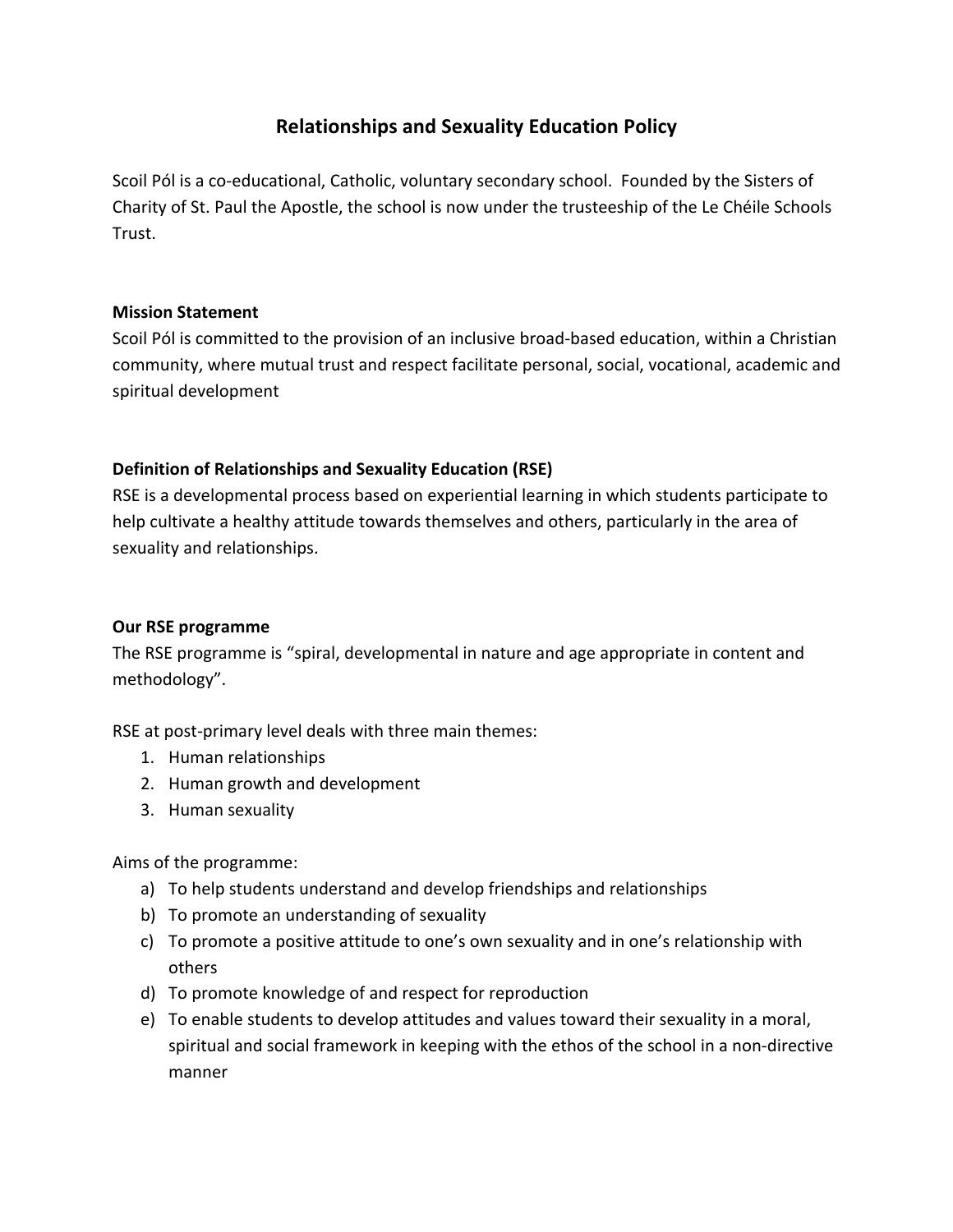# Relationships and Sexuality Education Policy

Scoil Pól is a co-educational, Catholic, voluntary secondary school. Founded by the Sisters of Charity of St. Paul the Apostle, the school is now under the trusteeship of the Le Chéile Schools Trust.

## Mission Statement

Scoil Pól is committed to the provision of an inclusive broad-based education, within a Christian community, where mutual trust and respect facilitate personal, social, vocational, academic and spiritual development

## Definition of Relationships and Sexuality Education (RSE)

RSE is a developmental process based on experiential learning in which students participate to help cultivate a healthy attitude towards themselves and others, particularly in the area of sexuality and relationships.

## Our RSE programme

The RSE programme is "spiral, developmental in nature and age appropriate in content and methodology".

RSE at post-primary level deals with three main themes:

1. Human relationships
2. Human growth and development
3. Human sexuality

Aims of the programme:

a) To help students understand and develop friendships and relationships
b) To promote an understanding of sexuality
c) To promote a positive attitude to one's own sexuality and in one's relationship with others
d) To promote knowledge of and respect for reproduction
e) To enable students to develop attitudes and values toward their sexuality in a moral, spiritual and social framework in keeping with the ethos of the school in a non-directive manner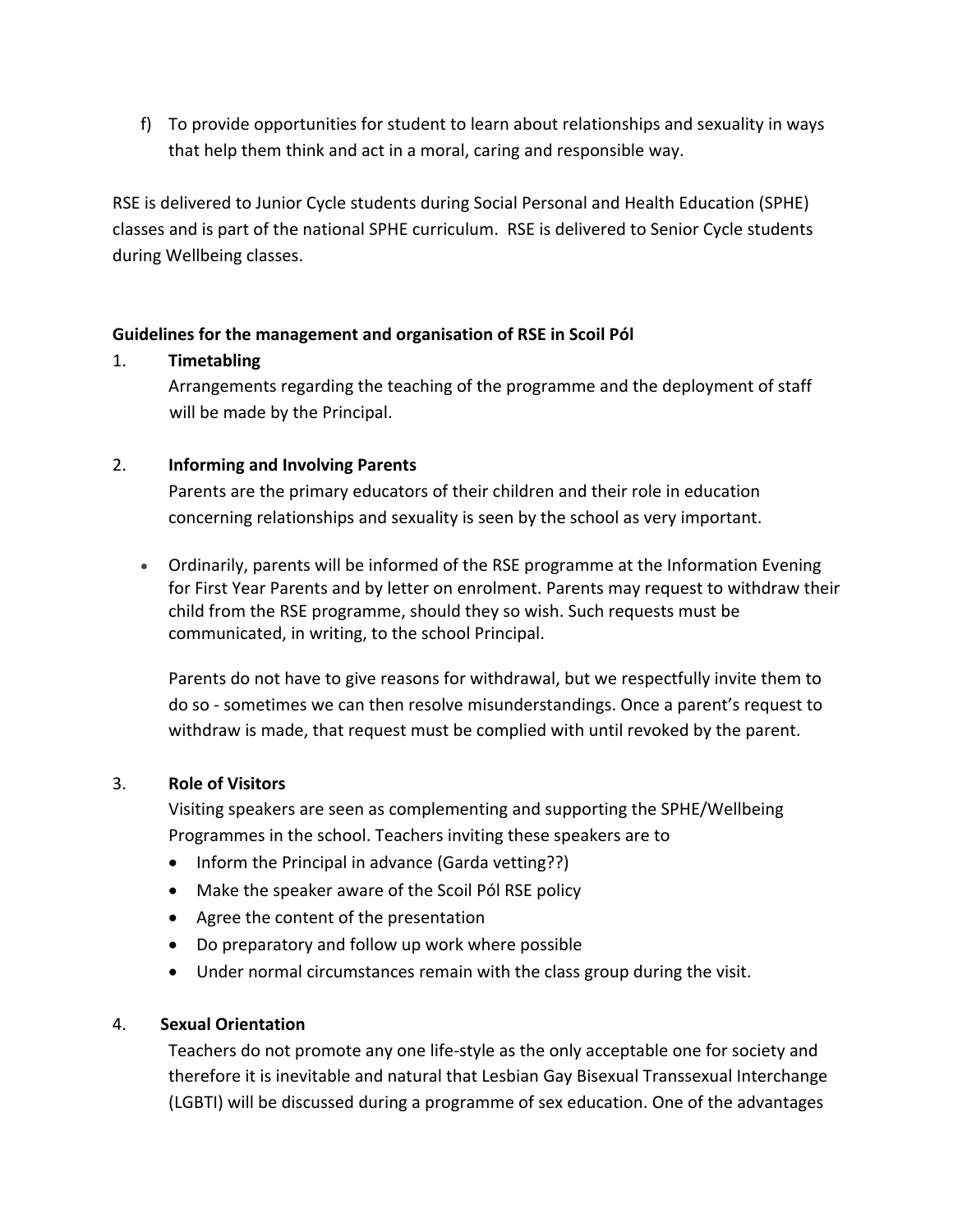f) To provide opportunities for student to learn about relationships and sexuality in ways that help them think and act in a moral, caring and responsible way.

RSE is delivered to Junior Cycle students during Social Personal and Health Education (SPHE) classes and is part of the national SPHE curriculum. RSE is delivered to Senior Cycle students during Wellbeing classes.

**Guidelines for the management and organisation of RSE in Scoil Pól**

1. **Timetabling**

   Arrangements regarding the teaching of the programme and the deployment of staff will be made by the Principal.

2. **Informing and Involving Parents**

   Parents are the primary educators of their children and their role in education concerning relationships and sexuality is seen by the school as very important.

   - Ordinarily, parents will be informed of the RSE programme at the Information Evening for First Year Parents and by letter on enrolment. Parents may request to withdraw their child from the RSE programme, should they so wish. Such requests must be communicated, in writing, to the school Principal.

     Parents do not have to give reasons for withdrawal, but we respectfully invite them to do so - sometimes we can then resolve misunderstandings. Once a parent's request to withdraw is made, that request must be complied with until revoked by the parent.

3. **Role of Visitors**

   Visiting speakers are seen as complementing and supporting the SPHE/Wellbeing Programmes in the school. Teachers inviting these speakers are to

   - Inform the Principal in advance (Garda vetting??)
   - Make the speaker aware of the Scoil Pól RSE policy
   - Agree the content of the presentation
   - Do preparatory and follow up work where possible
   - Under normal circumstances remain with the class group during the visit.

4. **Sexual Orientation**

   Teachers do not promote any one life-style as the only acceptable one for society and therefore it is inevitable and natural that Lesbian Gay Bisexual Transsexual Interchange (LGBTI) will be discussed during a programme of sex education. One of the advantages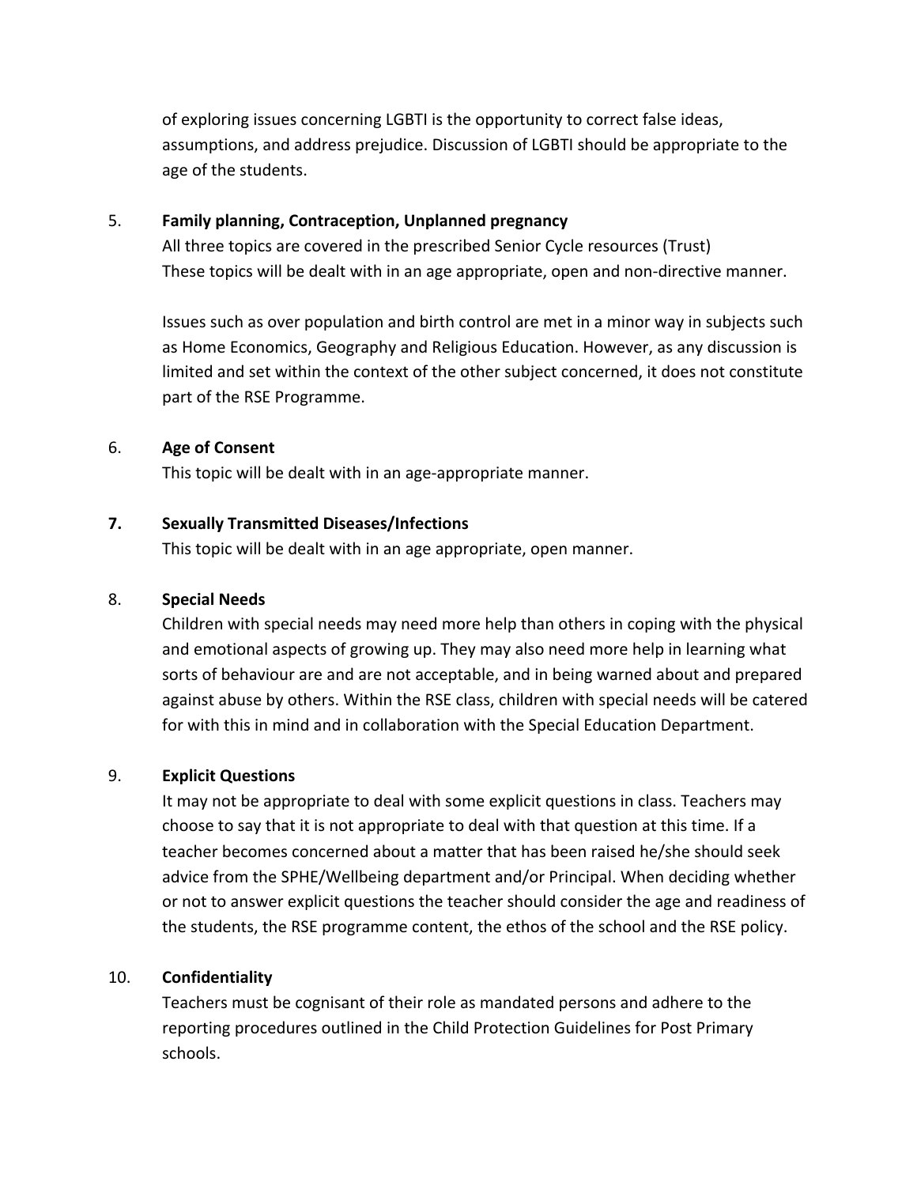of exploring issues concerning LGBTI is the opportunity to correct false ideas, assumptions, and address prejudice. Discussion of LGBTI should be appropriate to the age of the students.

5. **Family planning, Contraception, Unplanned pregnancy**

   All three topics are covered in the prescribed Senior Cycle resources (Trust)
   These topics will be dealt with in an age appropriate, open and non-directive manner.

   Issues such as over population and birth control are met in a minor way in subjects such as Home Economics, Geography and Religious Education. However, as any discussion is limited and set within the context of the other subject concerned, it does not constitute part of the RSE Programme.

6. **Age of Consent**

   This topic will be dealt with in an age-appropriate manner.

7. **Sexually Transmitted Diseases/Infections**

   This topic will be dealt with in an age appropriate, open manner.

8. **Special Needs**

   Children with special needs may need more help than others in coping with the physical and emotional aspects of growing up. They may also need more help in learning what sorts of behaviour are and are not acceptable, and in being warned about and prepared against abuse by others. Within the RSE class, children with special needs will be catered for with this in mind and in collaboration with the Special Education Department.

9. **Explicit Questions**

   It may not be appropriate to deal with some explicit questions in class. Teachers may choose to say that it is not appropriate to deal with that question at this time. If a teacher becomes concerned about a matter that has been raised he/she should seek advice from the SPHE/Wellbeing department and/or Principal. When deciding whether or not to answer explicit questions the teacher should consider the age and readiness of the students, the RSE programme content, the ethos of the school and the RSE policy.

10. **Confidentiality**

    Teachers must be cognisant of their role as mandated persons and adhere to the reporting procedures outlined in the Child Protection Guidelines for Post Primary schools.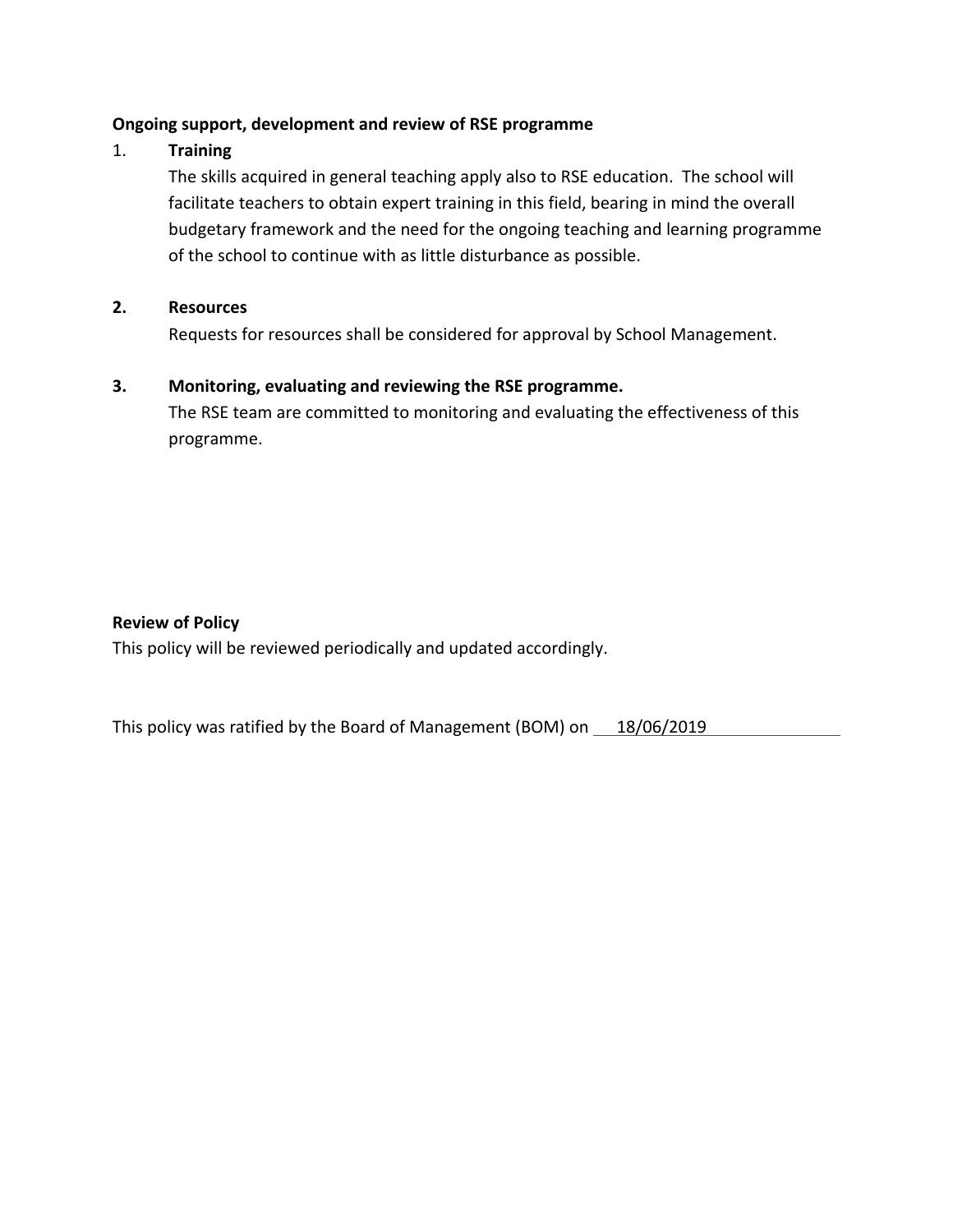**Ongoing support, development and review of RSE programme**

1. **Training**

   The skills acquired in general teaching apply also to RSE education. The school will facilitate teachers to obtain expert training in this field, bearing in mind the overall budgetary framework and the need for the ongoing teaching and learning programme of the school to continue with as little disturbance as possible.

2. **Resources**

   Requests for resources shall be considered for approval by School Management.

3. **Monitoring, evaluating and reviewing the RSE programme.**

   The RSE team are committed to monitoring and evaluating the effectiveness of this programme.

**Review of Policy**

This policy will be reviewed periodically and updated accordingly.

This policy was ratified by the Board of Management (BOM) on 18/06/2019